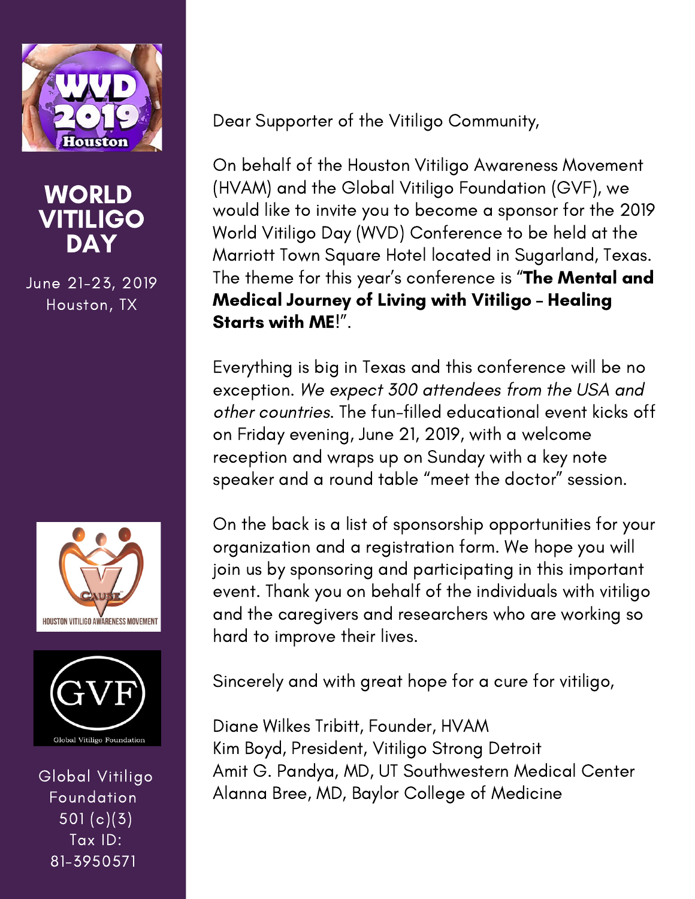# WORLD VITILIGO DAY

June 21-23, 2019
Houston, TX

Dear Supporter of the Vitiligo Community,

On behalf of the Houston Vitiligo Awareness Movement (HVAM) and the Global Vitiligo Foundation (GVF), we would like to invite you to become a sponsor for the 2019 World Vitiligo Day (WVD) Conference to be held at the Marriott Town Square Hotel located in Sugarland, Texas. The theme for this year's conference is "**The Mental and Medical Journey of Living with Vitiligo – Healing Starts with ME**!".

Everything is big in Texas and this conference will be no exception. *We expect 300 attendees from the USA and other countries*. The fun-filled educational event kicks off on Friday evening, June 21, 2019, with a welcome reception and wraps up on Sunday with a key note speaker and a round table "meet the doctor" session.

On the back is a list of sponsorship opportunities for your organization and a registration form. We hope you will join us by sponsoring and participating in this important event. Thank you on behalf of the individuals with vitiligo and the caregivers and researchers who are working so hard to improve their lives.

Sincerely and with great hope for a cure for vitiligo,

Diane Wilkes Tribitt, Founder, HVAM
Kim Boyd, President, Vitiligo Strong Detroit
Amit G. Pandya, MD, UT Southwestern Medical Center
Alanna Bree, MD, Baylor College of Medicine

Global Vitiligo Foundation
501 (c)(3)
Tax ID:
81-3950571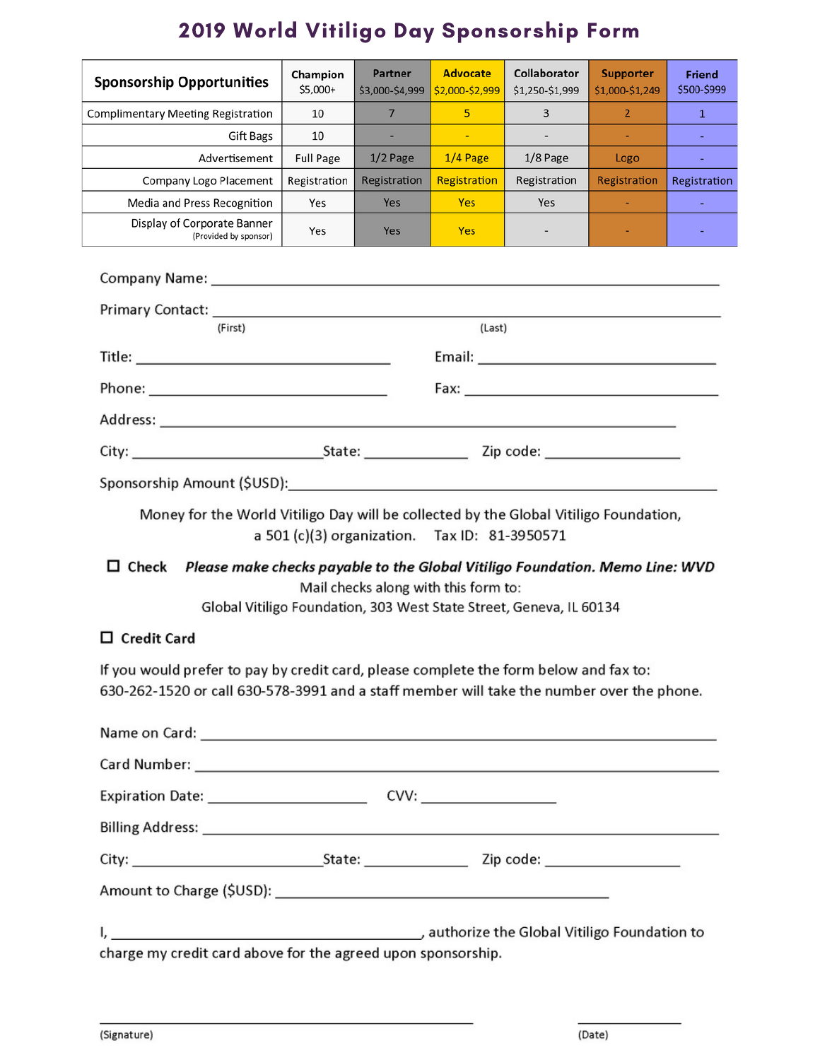# 2019 World Vitiligo Day Sponsorship Form

| Sponsorship Opportunities | Champion $5,000+ | Partner $3,000-$4,999 | Advocate $2,000-$2,999 | Collaborator $1,250-$1,999 | Supporter $1,000-$1,249 | Friend $500-$999 |
|---|---|---|---|---|---|---|
| Complimentary Meeting Registration | 10 | 7 | 5 | 3 | 2 | 1 |
| Gift Bags | 10 | - | - | - | - | - |
| Advertisement | Full Page | 1/2 Page | 1/4 Page | 1/8 Page | Logo | - |
| Company Logo Placement | Registration | Registration | Registration | Registration | Registration | Registration |
| Media and Press Recognition | Yes | Yes | Yes | Yes | - | - |
| Display of Corporate Banner (Provided by sponsor) | Yes | Yes | Yes | - | - | - |

Company Name: ______________________________

Primary Contact: ______________________________
(First) (Last)

Title: ____________________ Email: ____________________

Phone: ____________________ Fax: ____________________

Address: ______________________________

City: ____________ State: ____________ Zip code: ____________

Sponsorship Amount ($USD): ______________________________

Money for the World Vitiligo Day will be collected by the Global Vitiligo Foundation, a 501 (c)(3) organization. Tax ID: 81-3950571

☐ **Check** ***Please make checks payable to the Global Vitiligo Foundation. Memo Line: WVD***

Mail checks along with this form to:
Global Vitiligo Foundation, 303 West State Street, Geneva, IL 60134

☐ **Credit Card**

If you would prefer to pay by credit card, please complete the form below and fax to: 630-262-1520 or call 630-578-3991 and a staff member will take the number over the phone.

Name on Card: ______________________________

Card Number: ______________________________

Expiration Date: ____________________ CVV: ____________________

Billing Address: ______________________________

City: ____________ State: ____________ Zip code: ____________

Amount to Charge ($USD): ______________________________

I, ______________________________, authorize the Global Vitiligo Foundation to charge my credit card above for the agreed upon sponsorship.

______________________________ (Signature)

____________ (Date)